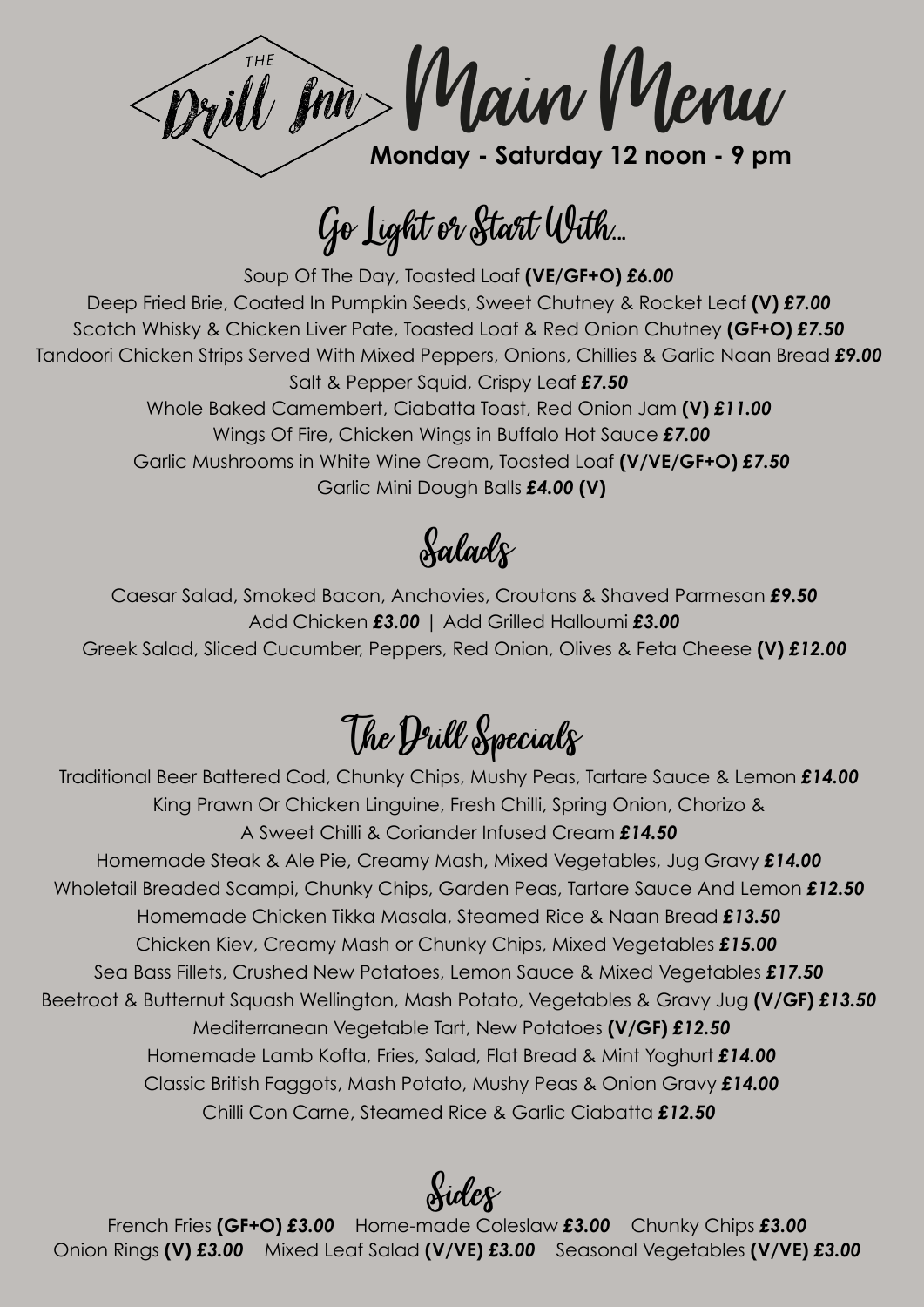# THE Drill Inn Main Menu

**Monday - Saturday 12 noon - 9 pm**

## Go Light or Start With...

Soup Of The Day, Toasted Loaf **(VE/GF+O)** ***£6.00***

Deep Fried Brie, Coated In Pumpkin Seeds, Sweet Chutney & Rocket Leaf **(V)** ***£7.00***

Scotch Whisky & Chicken Liver Pate, Toasted Loaf & Red Onion Chutney **(GF+O)** ***£7.50***

Tandoori Chicken Strips Served With Mixed Peppers, Onions, Chillies & Garlic Naan Bread ***£9.00***

Salt & Pepper Squid, Crispy Leaf ***£7.50***

Whole Baked Camembert, Ciabatta Toast, Red Onion Jam **(V)** ***£11.00***

Wings Of Fire, Chicken Wings in Buffalo Hot Sauce ***£7.00***

Garlic Mushrooms in White Wine Cream, Toasted Loaf **(V/VE/GF+O)** ***£7.50***

Garlic Mini Dough Balls ***£4.00*** **(V)**

## Salads

Caesar Salad, Smoked Bacon, Anchovies, Croutons & Shaved Parmesan ***£9.50***

Add Chicken ***£3.00*** | Add Grilled Halloumi ***£3.00***

Greek Salad, Sliced Cucumber, Peppers, Red Onion, Olives & Feta Cheese **(V)** ***£12.00***

## The Drill Specials

Traditional Beer Battered Cod, Chunky Chips, Mushy Peas, Tartare Sauce & Lemon ***£14.00***

King Prawn Or Chicken Linguine, Fresh Chilli, Spring Onion, Chorizo & A Sweet Chilli & Coriander Infused Cream ***£14.50***

Homemade Steak & Ale Pie, Creamy Mash, Mixed Vegetables, Jug Gravy ***£14.00***

Wholetail Breaded Scampi, Chunky Chips, Garden Peas, Tartare Sauce And Lemon ***£12.50***

Homemade Chicken Tikka Masala, Steamed Rice & Naan Bread ***£13.50***

Chicken Kiev, Creamy Mash or Chunky Chips, Mixed Vegetables ***£15.00***

Sea Bass Fillets, Crushed New Potatoes, Lemon Sauce & Mixed Vegetables ***£17.50***

Beetroot & Butternut Squash Wellington, Mash Potato, Vegetables & Gravy Jug **(V/GF)** ***£13.50***

Mediterranean Vegetable Tart, New Potatoes **(V/GF)** ***£12.50***

Homemade Lamb Kofta, Fries, Salad, Flat Bread & Mint Yoghurt ***£14.00***

Classic British Faggots, Mash Potato, Mushy Peas & Onion Gravy ***£14.00***

Chilli Con Carne, Steamed Rice & Garlic Ciabatta ***£12.50***

## Sides

French Fries **(GF+O)** ***£3.00*** Home-made Coleslaw ***£3.00*** Chunky Chips ***£3.00***

Onion Rings **(V)** ***£3.00*** Mixed Leaf Salad **(V/VE)** ***£3.00*** Seasonal Vegetables **(V/VE)** ***£3.00***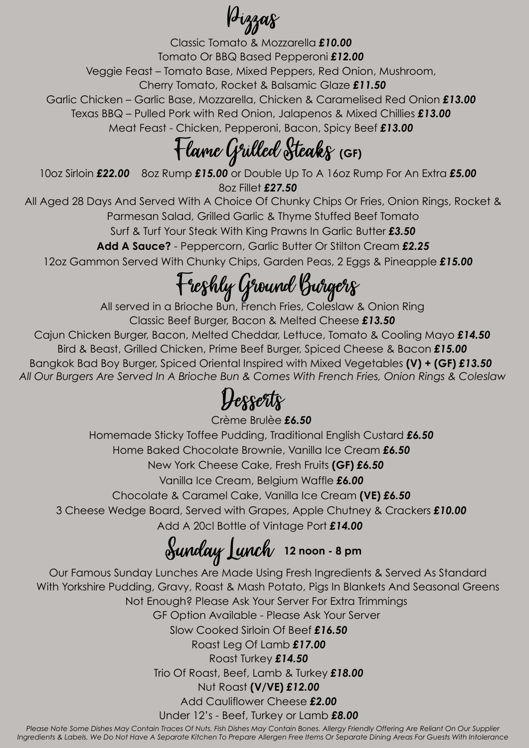## Pizzas

Classic Tomato & Mozzarella ***£10.00***

Tomato Or BBQ Based Pepperoni ***£12.00***

Veggie Feast – Tomato Base, Mixed Peppers, Red Onion, Mushroom, Cherry Tomato, Rocket & Balsamic Glaze ***£11.50***

Garlic Chicken – Garlic Base, Mozzarella, Chicken & Caramelised Red Onion ***£13.00***

Texas BBQ – Pulled Pork with Red Onion, Jalapenos & Mixed Chillies ***£13.00***

Meat Feast - Chicken, Pepperoni, Bacon, Spicy Beef ***£13.00***

## Flame Grilled Steaks **(GF)**

10oz Sirloin ***£22.00*** 8oz Rump ***£15.00*** or Double Up To A 16oz Rump For An Extra ***£5.00***

8oz Fillet ***£27.50***

All Aged 28 Days And Served With A Choice Of Chunky Chips Or Fries, Onion Rings, Rocket & Parmesan Salad, Grilled Garlic & Thyme Stuffed Beef Tomato

Surf & Turf Your Steak With King Prawns In Garlic Butter ***£3.50***

**Add A Sauce?** - Peppercorn, Garlic Butter Or Stilton Cream ***£2.25***

12oz Gammon Served With Chunky Chips, Garden Peas, 2 Eggs & Pineapple ***£15.00***

## Freshly Ground Burgers

All served in a Brioche Bun, French Fries, Coleslaw & Onion Ring

Classic Beef Burger, Bacon & Melted Cheese ***£13.50***

Cajun Chicken Burger, Bacon, Melted Cheddar, Lettuce, Tomato & Cooling Mayo ***£14.50***

Bird & Beast, Grilled Chicken, Prime Beef Burger, Spiced Cheese & Bacon ***£15.00***

Bangkok Bad Boy Burger, Spiced Oriental Inspired with Mixed Vegetables **(V) + (GF)** ***£13.50***

*All Our Burgers Are Served In A Brioche Bun & Comes With French Fries, Onion Rings & Coleslaw*

## Desserts

Crème Brulèe ***£6.50***

Homemade Sticky Toffee Pudding, Traditional English Custard ***£6.50***

Home Baked Chocolate Brownie, Vanilla Ice Cream ***£6.50***

New York Cheese Cake, Fresh Fruits **(GF)** ***£6.50***

Vanilla Ice Cream, Belgium Waffle ***£6.00***

Chocolate & Caramel Cake, Vanilla Ice Cream **(VE)** ***£6.50***

3 Cheese Wedge Board, Served with Grapes, Apple Chutney & Crackers ***£10.00***

Add A 20cl Bottle of Vintage Port ***£14.00***

## Sunday Lunch **12 noon - 8 pm**

Our Famous Sunday Lunches Are Made Using Fresh Ingredients & Served As Standard With Yorkshire Pudding, Gravy, Roast & Mash Potato, Pigs In Blankets And Seasonal Greens

Not Enough? Please Ask Your Server For Extra Trimmings

GF Option Available - Please Ask Your Server

Slow Cooked Sirloin Of Beef ***£16.50***

Roast Leg Of Lamb ***£17.00***

Roast Turkey ***£14.50***

Trio Of Roast, Beef, Lamb & Turkey ***£18.00***

Nut Roast **(V/VE)** ***£12.00***

Add Cauliflower Cheese ***£2.00***

Under 12's - Beef, Turkey or Lamb ***£8.00***

*Please Note Some Dishes May Contain Traces Of Nuts. Fish Dishes May Contain Bones. Allergy Friendly Offering Are Reliant On Our Supplier Ingredients & Labels. We Do Not Have A Separate Kitchen To Prepare Allergen Free Items Or Separate Dining Areas For Guests With Intolerance*